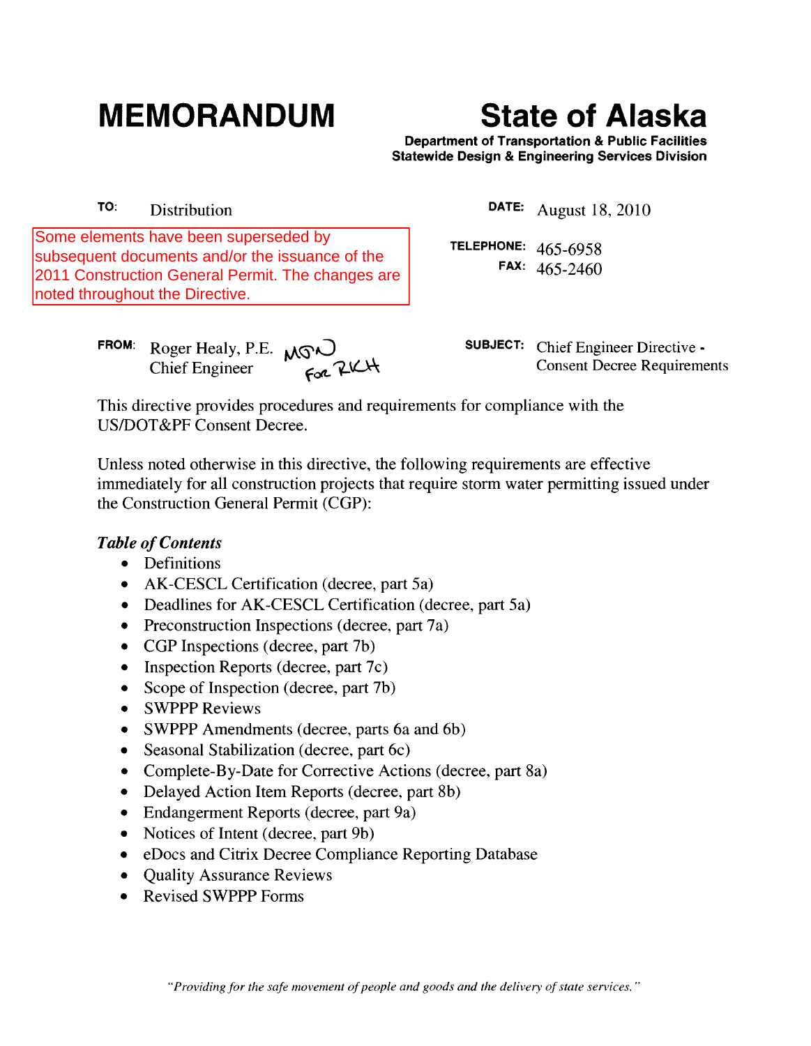# MEMORANDUM

# State of Alaska

**Department of Transportation & Public Facilities**
**Statewide Design & Engineering Services Division**

**TO:** Distribution

**DATE:** August 18, 2010

Some elements have been superseded by subsequent documents and/or the issuance of the 2011 Construction General Permit. The changes are noted throughout the Directive.

**TELEPHONE:** 465-6958
**FAX:** 465-2460

**FROM:** Roger Healy, P.E.
Chief Engineer
MGW For RKH

**SUBJECT:** Chief Engineer Directive - Consent Decree Requirements

This directive provides procedures and requirements for compliance with the US/DOT&PF Consent Decree.

Unless noted otherwise in this directive, the following requirements are effective immediately for all construction projects that require storm water permitting issued under the Construction General Permit (CGP):

***Table of Contents***

- Definitions
- AK-CESCL Certification (decree, part 5a)
- Deadlines for AK-CESCL Certification (decree, part 5a)
- Preconstruction Inspections (decree, part 7a)
- CGP Inspections (decree, part 7b)
- Inspection Reports (decree, part 7c)
- Scope of Inspection (decree, part 7b)
- SWPPP Reviews
- SWPPP Amendments (decree, parts 6a and 6b)
- Seasonal Stabilization (decree, part 6c)
- Complete-By-Date for Corrective Actions (decree, part 8a)
- Delayed Action Item Reports (decree, part 8b)
- Endangerment Reports (decree, part 9a)
- Notices of Intent (decree, part 9b)
- eDocs and Citrix Decree Compliance Reporting Database
- Quality Assurance Reviews
- Revised SWPPP Forms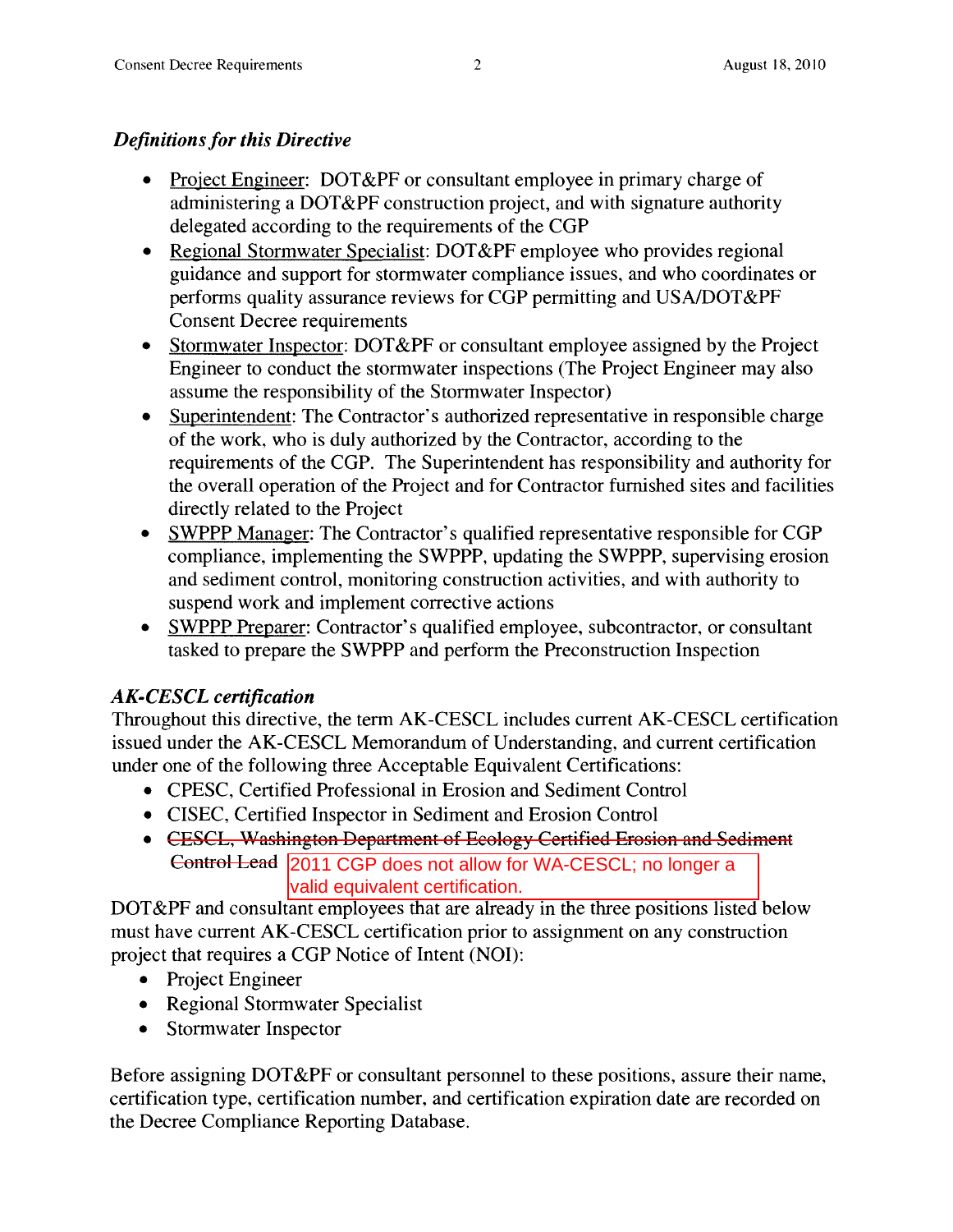### *Definitions for this Directive*

- Project Engineer: DOT&PF or consultant employee in primary charge of administering a DOT&PF construction project, and with signature authority delegated according to the requirements of the CGP
- Regional Stormwater Specialist: DOT&PF employee who provides regional guidance and support for stormwater compliance issues, and who coordinates or performs quality assurance reviews for CGP permitting and USA/DOT&PF Consent Decree requirements
- Stormwater Inspector: DOT&PF or consultant employee assigned by the Project Engineer to conduct the stormwater inspections (The Project Engineer may also assume the responsibility of the Stormwater Inspector)
- Superintendent: The Contractor's authorized representative in responsible charge of the work, who is duly authorized by the Contractor, according to the requirements of the CGP. The Superintendent has responsibility and authority for the overall operation of the Project and for Contractor furnished sites and facilities directly related to the Project
- SWPPP Manager: The Contractor's qualified representative responsible for CGP compliance, implementing the SWPPP, updating the SWPPP, supervising erosion and sediment control, monitoring construction activities, and with authority to suspend work and implement corrective actions
- SWPPP Preparer: Contractor's qualified employee, subcontractor, or consultant tasked to prepare the SWPPP and perform the Preconstruction Inspection

### *AK-CESCL certification*

Throughout this directive, the term AK-CESCL includes current AK-CESCL certification issued under the AK-CESCL Memorandum of Understanding, and current certification under one of the following three Acceptable Equivalent Certifications:

- CPESC, Certified Professional in Erosion and Sediment Control
- CISEC, Certified Inspector in Sediment and Erosion Control
- ~~CESCL, Washington Department of Ecology Certified Erosion and Sediment Control Lead~~ 2011 CGP does not allow for WA-CESCL; no longer a valid equivalent certification.

DOT&PF and consultant employees that are already in the three positions listed below must have current AK-CESCL certification prior to assignment on any construction project that requires a CGP Notice of Intent (NOI):

- Project Engineer
- Regional Stormwater Specialist
- Stormwater Inspector

Before assigning DOT&PF or consultant personnel to these positions, assure their name, certification type, certification number, and certification expiration date are recorded on the Decree Compliance Reporting Database.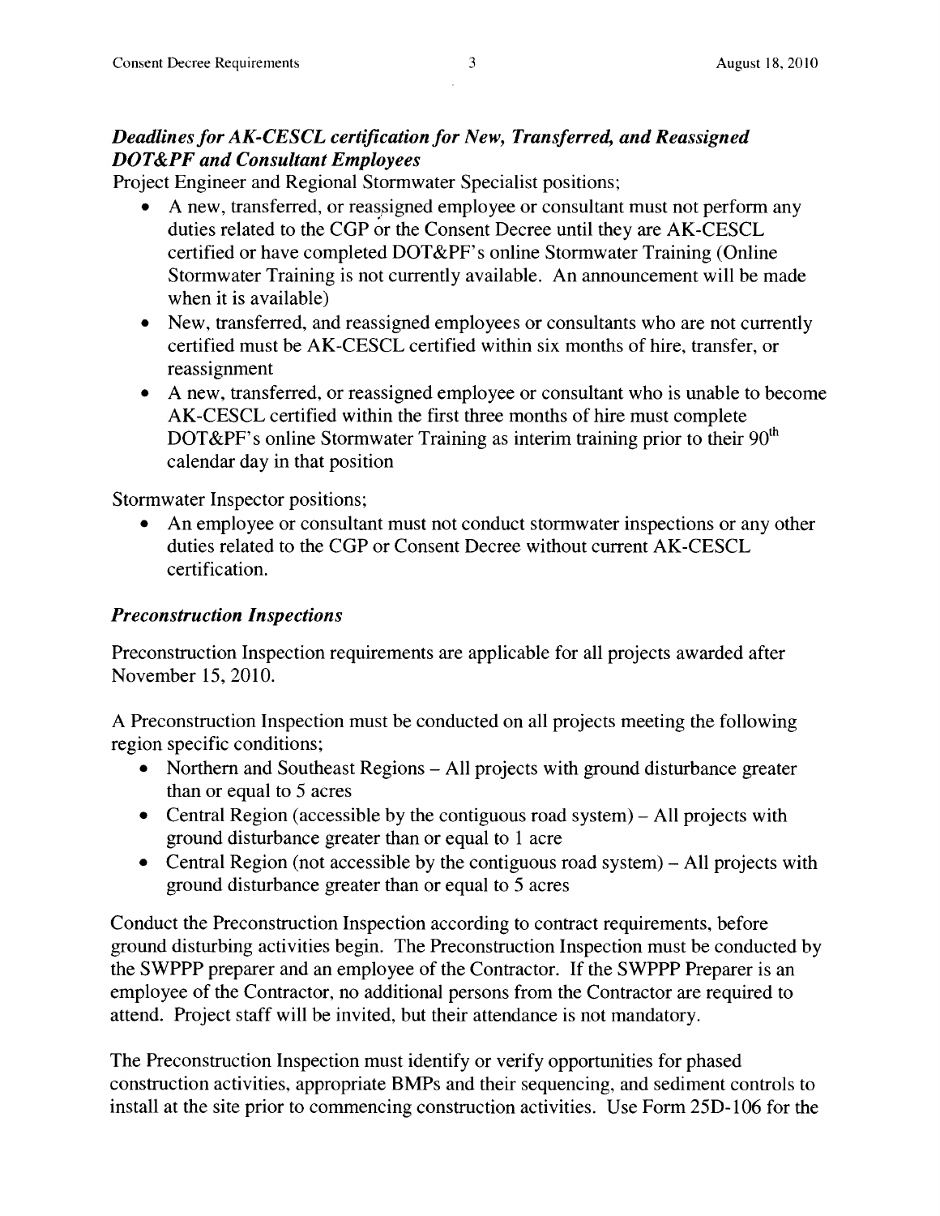### *Deadlines for AK-CESCL certification for New, Transferred, and Reassigned DOT&PF and Consultant Employees*

Project Engineer and Regional Stormwater Specialist positions;

- A new, transferred, or reassigned employee or consultant must not perform any duties related to the CGP or the Consent Decree until they are AK-CESCL certified or have completed DOT&PF's online Stormwater Training (Online Stormwater Training is not currently available. An announcement will be made when it is available)
- New, transferred, and reassigned employees or consultants who are not currently certified must be AK-CESCL certified within six months of hire, transfer, or reassignment
- A new, transferred, or reassigned employee or consultant who is unable to become AK-CESCL certified within the first three months of hire must complete DOT&PF's online Stormwater Training as interim training prior to their 90th calendar day in that position

Stormwater Inspector positions;

- An employee or consultant must not conduct stormwater inspections or any other duties related to the CGP or Consent Decree without current AK-CESCL certification.

### *Preconstruction Inspections*

Preconstruction Inspection requirements are applicable for all projects awarded after November 15, 2010.

A Preconstruction Inspection must be conducted on all projects meeting the following region specific conditions;

- Northern and Southeast Regions – All projects with ground disturbance greater than or equal to 5 acres
- Central Region (accessible by the contiguous road system) – All projects with ground disturbance greater than or equal to 1 acre
- Central Region (not accessible by the contiguous road system) – All projects with ground disturbance greater than or equal to 5 acres

Conduct the Preconstruction Inspection according to contract requirements, before ground disturbing activities begin. The Preconstruction Inspection must be conducted by the SWPPP preparer and an employee of the Contractor. If the SWPPP Preparer is an employee of the Contractor, no additional persons from the Contractor are required to attend. Project staff will be invited, but their attendance is not mandatory.

The Preconstruction Inspection must identify or verify opportunities for phased construction activities, appropriate BMPs and their sequencing, and sediment controls to install at the site prior to commencing construction activities. Use Form 25D-106 for the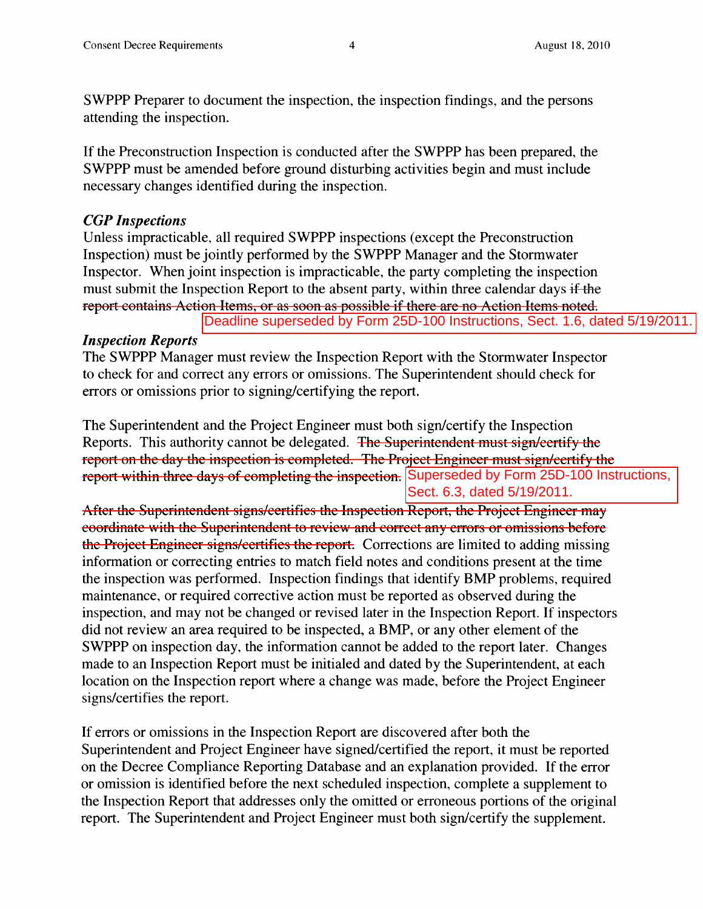SWPPP Preparer to document the inspection, the inspection findings, and the persons attending the inspection.

If the Preconstruction Inspection is conducted after the SWPPP has been prepared, the SWPPP must be amended before ground disturbing activities begin and must include necessary changes identified during the inspection.

### *CGP Inspections*

Unless impracticable, all required SWPPP inspections (except the Preconstruction Inspection) must be jointly performed by the SWPPP Manager and the Stormwater Inspector. When joint inspection is impracticable, the party completing the inspection must submit the Inspection Report to the absent party, within three calendar days ~~if the report contains Action Items, or as soon as possible if there are no Action Items noted.~~

Deadline superseded by Form 25D-100 Instructions, Sect. 1.6, dated 5/19/2011.

### *Inspection Reports*

The SWPPP Manager must review the Inspection Report with the Stormwater Inspector to check for and correct any errors or omissions. The Superintendent should check for errors or omissions prior to signing/certifying the report.

The Superintendent and the Project Engineer must both sign/certify the Inspection Reports. This authority cannot be delegated. ~~The Superintendent must sign/certify the report on the day the inspection is completed. The Project Engineer must sign/certify the report within three days of completing the inspection.~~ Superseded by Form 25D-100 Instructions, Sect. 6.3, dated 5/19/2011.

~~After the Superintendent signs/certifies the Inspection Report, the Project Engineer may coordinate with the Superintendent to review and correct any errors or omissions before the Project Engineer signs/certifies the report.~~ Corrections are limited to adding missing information or correcting entries to match field notes and conditions present at the time the inspection was performed. Inspection findings that identify BMP problems, required maintenance, or required corrective action must be reported as observed during the inspection, and may not be changed or revised later in the Inspection Report. If inspectors did not review an area required to be inspected, a BMP, or any other element of the SWPPP on inspection day, the information cannot be added to the report later. Changes made to an Inspection Report must be initialed and dated by the Superintendent, at each location on the Inspection report where a change was made, before the Project Engineer signs/certifies the report.

If errors or omissions in the Inspection Report are discovered after both the Superintendent and Project Engineer have signed/certified the report, it must be reported on the Decree Compliance Reporting Database and an explanation provided. If the error or omission is identified before the next scheduled inspection, complete a supplement to the Inspection Report that addresses only the omitted or erroneous portions of the original report. The Superintendent and Project Engineer must both sign/certify the supplement.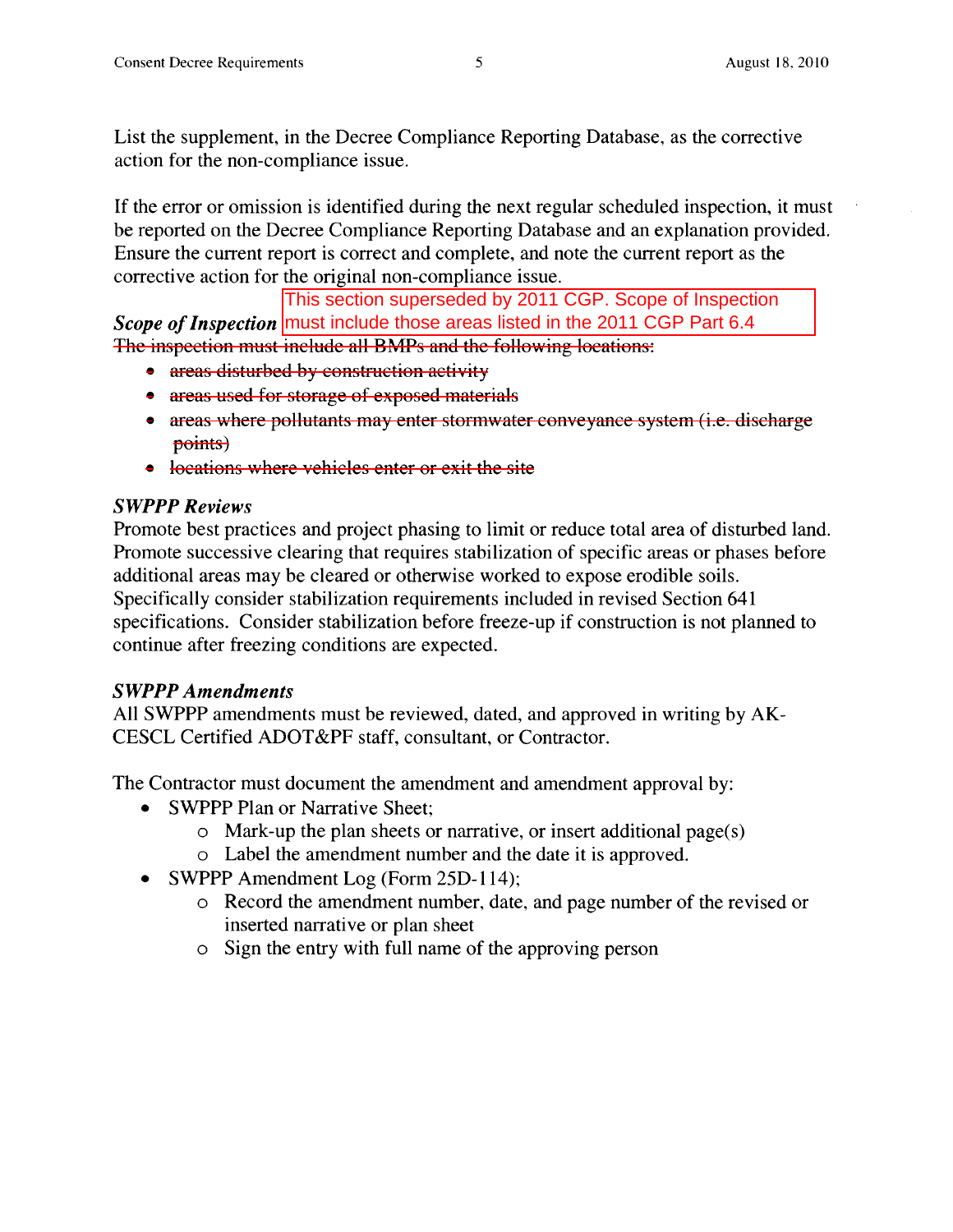List the supplement, in the Decree Compliance Reporting Database, as the corrective action for the non-compliance issue.

If the error or omission is identified during the next regular scheduled inspection, it must be reported on the Decree Compliance Reporting Database and an explanation provided. Ensure the current report is correct and complete, and note the current report as the corrective action for the original non-compliance issue.

***Scope of Inspection***

This section superseded by 2011 CGP. Scope of Inspection must include those areas listed in the 2011 CGP Part 6.4

~~The inspection must include all BMPs and the following locations:~~

- ~~areas disturbed by construction activity~~
- ~~areas used for storage of exposed materials~~
- ~~areas where pollutants may enter stormwater conveyance system (i.e. discharge points)~~
- ~~locations where vehicles enter or exit the site~~

***SWPPP Reviews***

Promote best practices and project phasing to limit or reduce total area of disturbed land. Promote successive clearing that requires stabilization of specific areas or phases before additional areas may be cleared or otherwise worked to expose erodible soils. Specifically consider stabilization requirements included in revised Section 641 specifications. Consider stabilization before freeze-up if construction is not planned to continue after freezing conditions are expected.

***SWPPP Amendments***

All SWPPP amendments must be reviewed, dated, and approved in writing by AK-CESCL Certified ADOT&PF staff, consultant, or Contractor.

The Contractor must document the amendment and amendment approval by:

- SWPPP Plan or Narrative Sheet;
  - Mark-up the plan sheets or narrative, or insert additional page(s)
  - Label the amendment number and the date it is approved.
- SWPPP Amendment Log (Form 25D-114);
  - Record the amendment number, date, and page number of the revised or inserted narrative or plan sheet
  - Sign the entry with full name of the approving person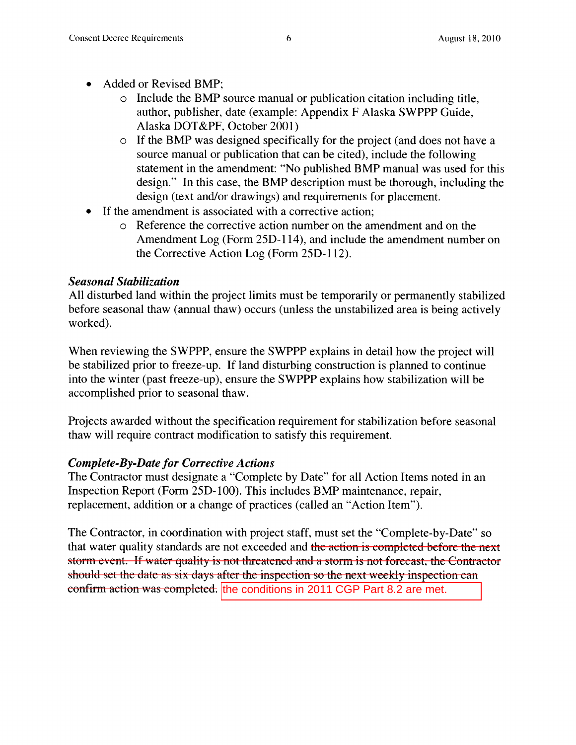- Added or Revised BMP;
  - Include the BMP source manual or publication citation including title, author, publisher, date (example: Appendix F Alaska SWPPP Guide, Alaska DOT&PF, October 2001)
  - If the BMP was designed specifically for the project (and does not have a source manual or publication that can be cited), include the following statement in the amendment: "No published BMP manual was used for this design." In this case, the BMP description must be thorough, including the design (text and/or drawings) and requirements for placement.
- If the amendment is associated with a corrective action;
  - Reference the corrective action number on the amendment and on the Amendment Log (Form 25D-114), and include the amendment number on the Corrective Action Log (Form 25D-112).

***Seasonal Stabilization***

All disturbed land within the project limits must be temporarily or permanently stabilized before seasonal thaw (annual thaw) occurs (unless the unstabilized area is being actively worked).

When reviewing the SWPPP, ensure the SWPPP explains in detail how the project will be stabilized prior to freeze-up. If land disturbing construction is planned to continue into the winter (past freeze-up), ensure the SWPPP explains how stabilization will be accomplished prior to seasonal thaw.

Projects awarded without the specification requirement for stabilization before seasonal thaw will require contract modification to satisfy this requirement.

***Complete-By-Date for Corrective Actions***

The Contractor must designate a "Complete by Date" for all Action Items noted in an Inspection Report (Form 25D-100). This includes BMP maintenance, repair, replacement, addition or a change of practices (called an "Action Item").

The Contractor, in coordination with project staff, must set the "Complete-by-Date" so that water quality standards are not exceeded and ~~the action is completed before the next storm event. If water quality is not threatened and a storm is not forecast, the Contractor should set the date as six days after the inspection so the next weekly inspection can confirm action was completed.~~ the conditions in 2011 CGP Part 8.2 are met.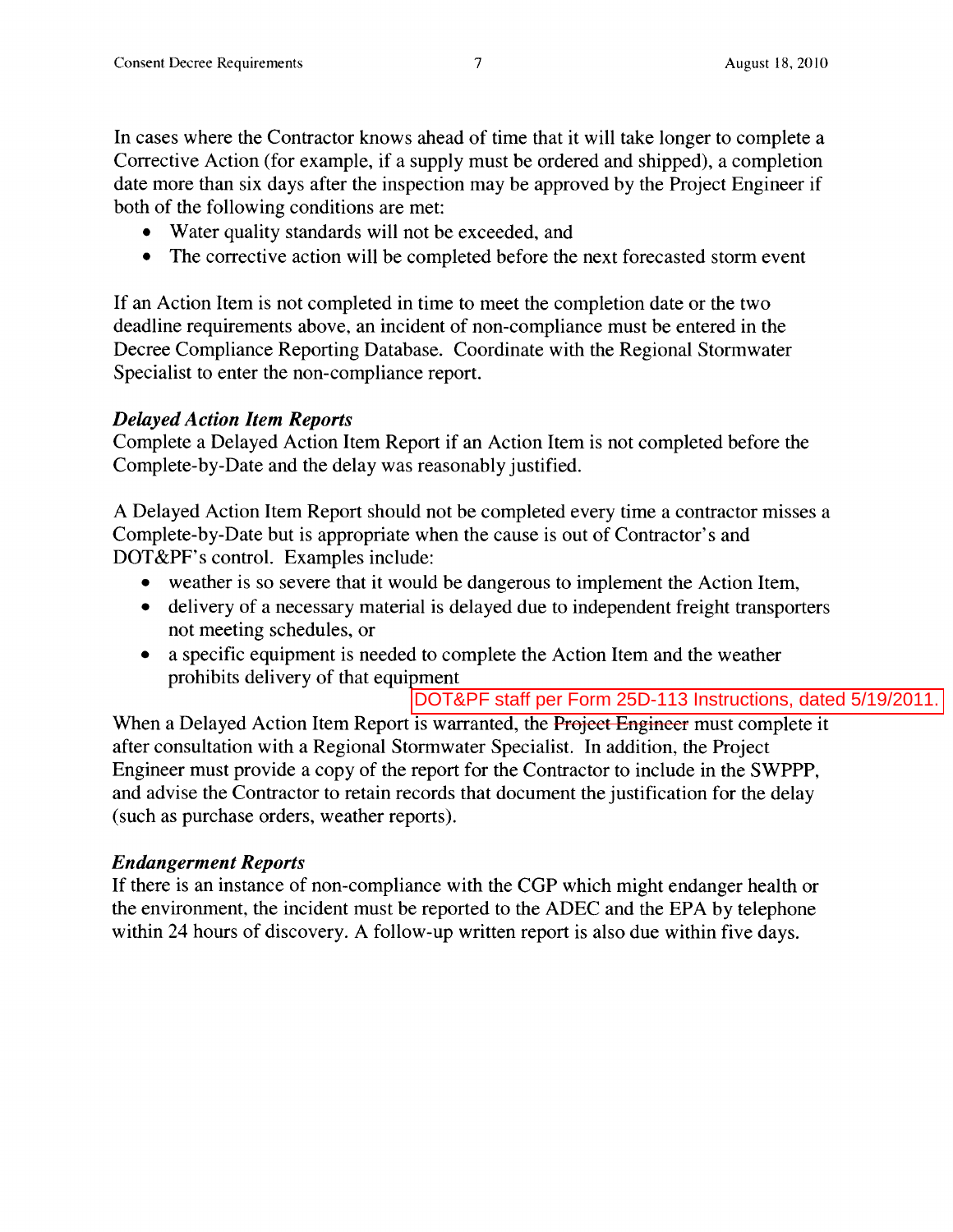In cases where the Contractor knows ahead of time that it will take longer to complete a Corrective Action (for example, if a supply must be ordered and shipped), a completion date more than six days after the inspection may be approved by the Project Engineer if both of the following conditions are met:

- Water quality standards will not be exceeded, and
- The corrective action will be completed before the next forecasted storm event

If an Action Item is not completed in time to meet the completion date or the two deadline requirements above, an incident of non-compliance must be entered in the Decree Compliance Reporting Database. Coordinate with the Regional Stormwater Specialist to enter the non-compliance report.

***Delayed Action Item Reports***

Complete a Delayed Action Item Report if an Action Item is not completed before the Complete-by-Date and the delay was reasonably justified.

A Delayed Action Item Report should not be completed every time a contractor misses a Complete-by-Date but is appropriate when the cause is out of Contractor's and DOT&PF's control. Examples include:

- weather is so severe that it would be dangerous to implement the Action Item,
- delivery of a necessary material is delayed due to independent freight transporters not meeting schedules, or
- a specific equipment is needed to complete the Action Item and the weather prohibits delivery of that equipment

DOT&PF staff per Form 25D-113 Instructions, dated 5/19/2011.

When a Delayed Action Item Report is warranted, the ~~Project Engineer~~ must complete it after consultation with a Regional Stormwater Specialist. In addition, the Project Engineer must provide a copy of the report for the Contractor to include in the SWPPP, and advise the Contractor to retain records that document the justification for the delay (such as purchase orders, weather reports).

***Endangerment Reports***

If there is an instance of non-compliance with the CGP which might endanger health or the environment, the incident must be reported to the ADEC and the EPA by telephone within 24 hours of discovery. A follow-up written report is also due within five days.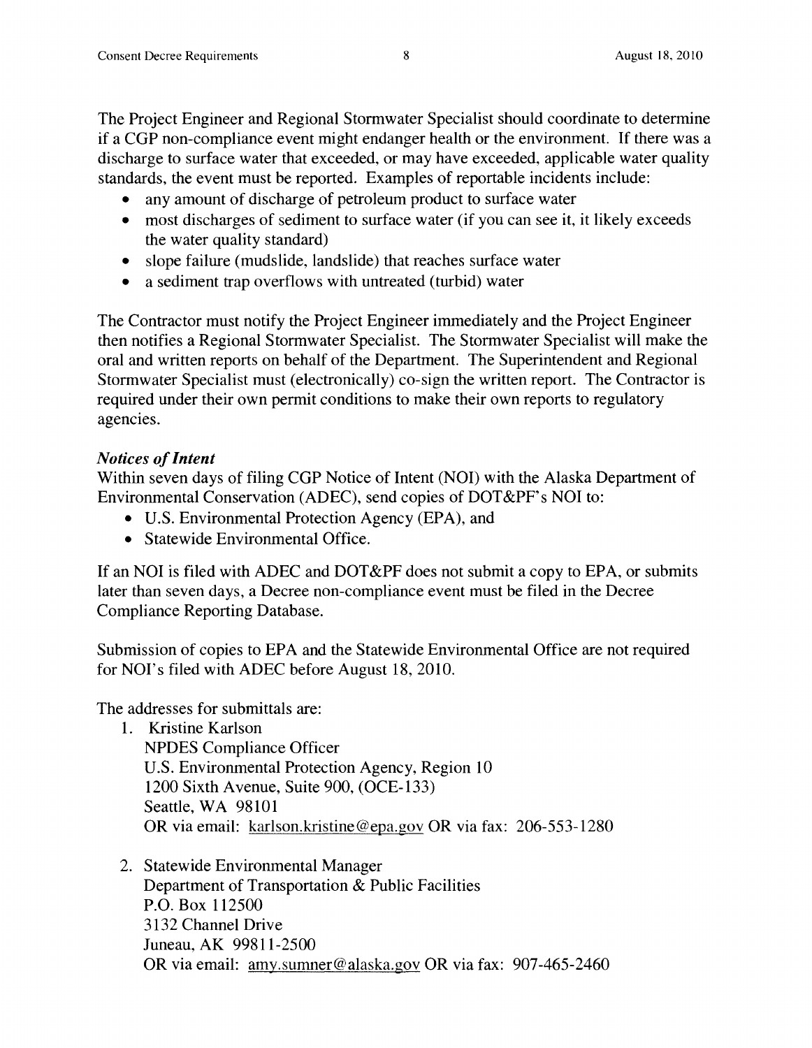The Project Engineer and Regional Stormwater Specialist should coordinate to determine if a CGP non-compliance event might endanger health or the environment. If there was a discharge to surface water that exceeded, or may have exceeded, applicable water quality standards, the event must be reported. Examples of reportable incidents include:

- any amount of discharge of petroleum product to surface water
- most discharges of sediment to surface water (if you can see it, it likely exceeds the water quality standard)
- slope failure (mudslide, landslide) that reaches surface water
- a sediment trap overflows with untreated (turbid) water

The Contractor must notify the Project Engineer immediately and the Project Engineer then notifies a Regional Stormwater Specialist. The Stormwater Specialist will make the oral and written reports on behalf of the Department. The Superintendent and Regional Stormwater Specialist must (electronically) co-sign the written report. The Contractor is required under their own permit conditions to make their own reports to regulatory agencies.

***Notices of Intent***

Within seven days of filing CGP Notice of Intent (NOI) with the Alaska Department of Environmental Conservation (ADEC), send copies of DOT&PF's NOI to:

- U.S. Environmental Protection Agency (EPA), and
- Statewide Environmental Office.

If an NOI is filed with ADEC and DOT&PF does not submit a copy to EPA, or submits later than seven days, a Decree non-compliance event must be filed in the Decree Compliance Reporting Database.

Submission of copies to EPA and the Statewide Environmental Office are not required for NOI's filed with ADEC before August 18, 2010.

The addresses for submittals are:

1. Kristine Karlson
   NPDES Compliance Officer
   U.S. Environmental Protection Agency, Region 10
   1200 Sixth Avenue, Suite 900, (OCE-133)
   Seattle, WA 98101
   OR via email: karlson.kristine@epa.gov OR via fax: 206-553-1280

2. Statewide Environmental Manager
   Department of Transportation & Public Facilities
   P.O. Box 112500
   3132 Channel Drive
   Juneau, AK 99811-2500
   OR via email: amy.sumner@alaska.gov OR via fax: 907-465-2460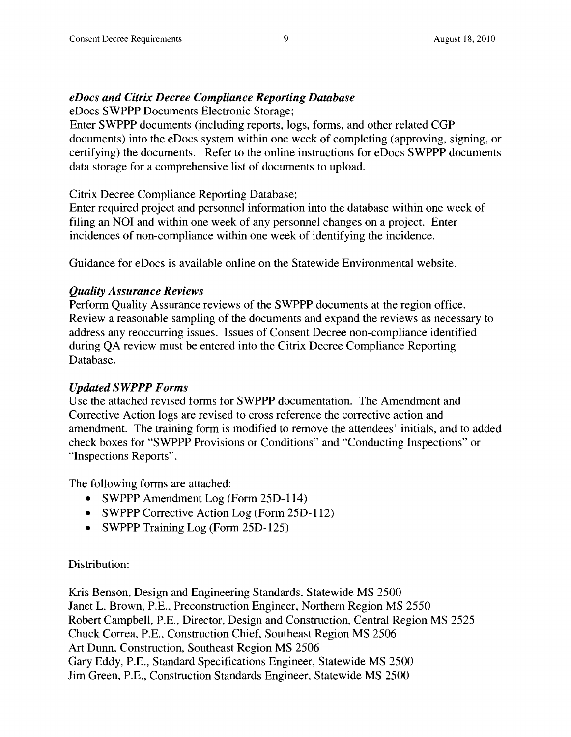***eDocs and Citrix Decree Compliance Reporting Database***

eDocs SWPPP Documents Electronic Storage;
Enter SWPPP documents (including reports, logs, forms, and other related CGP documents) into the eDocs system within one week of completing (approving, signing, or certifying) the documents. Refer to the online instructions for eDocs SWPPP documents data storage for a comprehensive list of documents to upload.

Citrix Decree Compliance Reporting Database;
Enter required project and personnel information into the database within one week of filing an NOI and within one week of any personnel changes on a project. Enter incidences of non-compliance within one week of identifying the incidence.

Guidance for eDocs is available online on the Statewide Environmental website.

***Quality Assurance Reviews***

Perform Quality Assurance reviews of the SWPPP documents at the region office. Review a reasonable sampling of the documents and expand the reviews as necessary to address any reoccurring issues. Issues of Consent Decree non-compliance identified during QA review must be entered into the Citrix Decree Compliance Reporting Database.

***Updated SWPPP Forms***

Use the attached revised forms for SWPPP documentation. The Amendment and Corrective Action logs are revised to cross reference the corrective action and amendment. The training form is modified to remove the attendees' initials, and to added check boxes for "SWPPP Provisions or Conditions" and "Conducting Inspections" or "Inspections Reports".

The following forms are attached:

- SWPPP Amendment Log (Form 25D-114)
- SWPPP Corrective Action Log (Form 25D-112)
- SWPPP Training Log (Form 25D-125)

Distribution:

Kris Benson, Design and Engineering Standards, Statewide MS 2500
Janet L. Brown, P.E., Preconstruction Engineer, Northern Region MS 2550
Robert Campbell, P.E., Director, Design and Construction, Central Region MS 2525
Chuck Correa, P.E., Construction Chief, Southeast Region MS 2506
Art Dunn, Construction, Southeast Region MS 2506
Gary Eddy, P.E., Standard Specifications Engineer, Statewide MS 2500
Jim Green, P.E., Construction Standards Engineer, Statewide MS 2500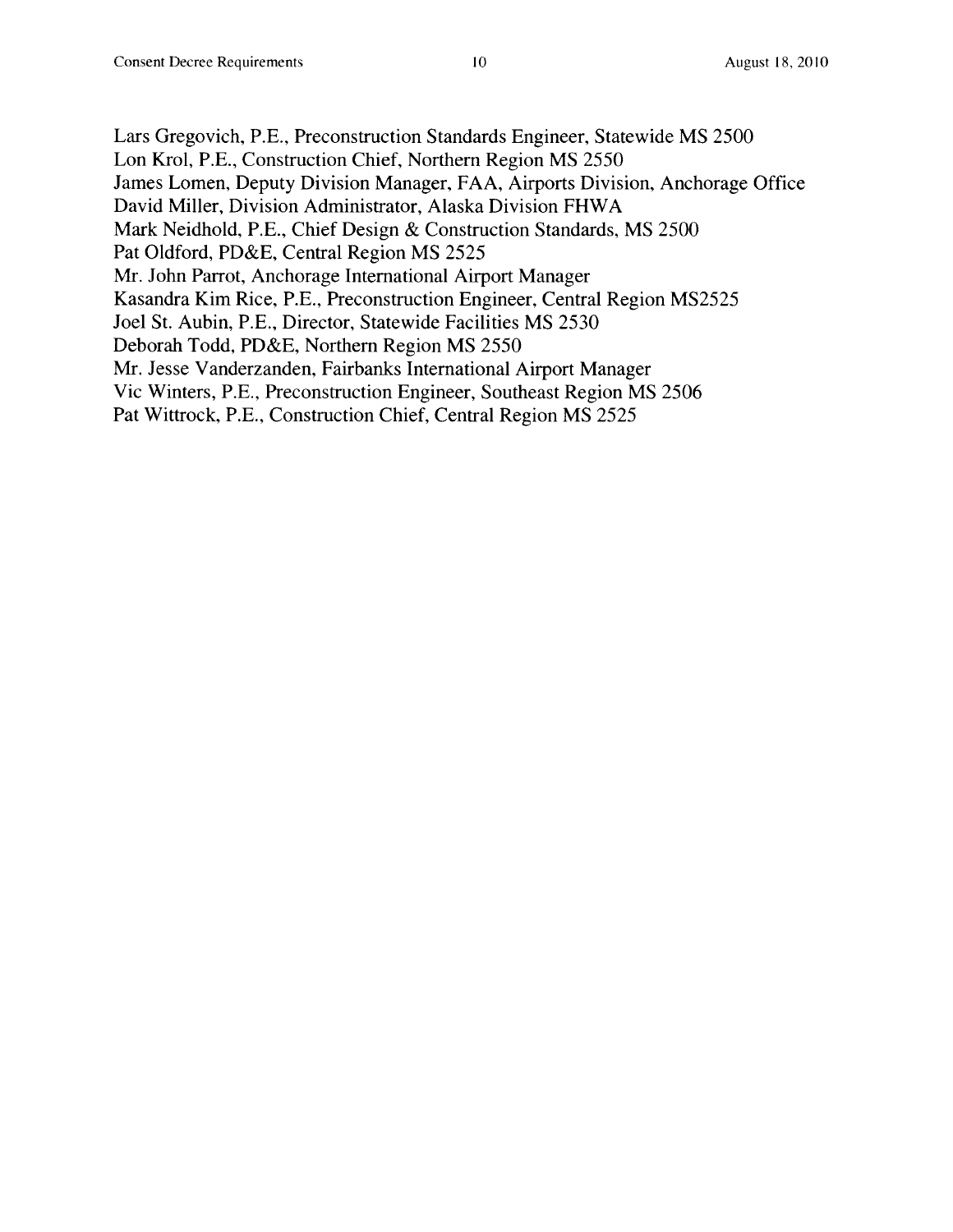Lars Gregovich, P.E., Preconstruction Standards Engineer, Statewide MS 2500
Lon Krol, P.E., Construction Chief, Northern Region MS 2550
James Lomen, Deputy Division Manager, FAA, Airports Division, Anchorage Office
David Miller, Division Administrator, Alaska Division FHWA
Mark Neidhold, P.E., Chief Design & Construction Standards, MS 2500
Pat Oldford, PD&E, Central Region MS 2525
Mr. John Parrot, Anchorage International Airport Manager
Kasandra Kim Rice, P.E., Preconstruction Engineer, Central Region MS2525
Joel St. Aubin, P.E., Director, Statewide Facilities MS 2530
Deborah Todd, PD&E, Northern Region MS 2550
Mr. Jesse Vanderzanden, Fairbanks International Airport Manager
Vic Winters, P.E., Preconstruction Engineer, Southeast Region MS 2506
Pat Wittrock, P.E., Construction Chief, Central Region MS 2525